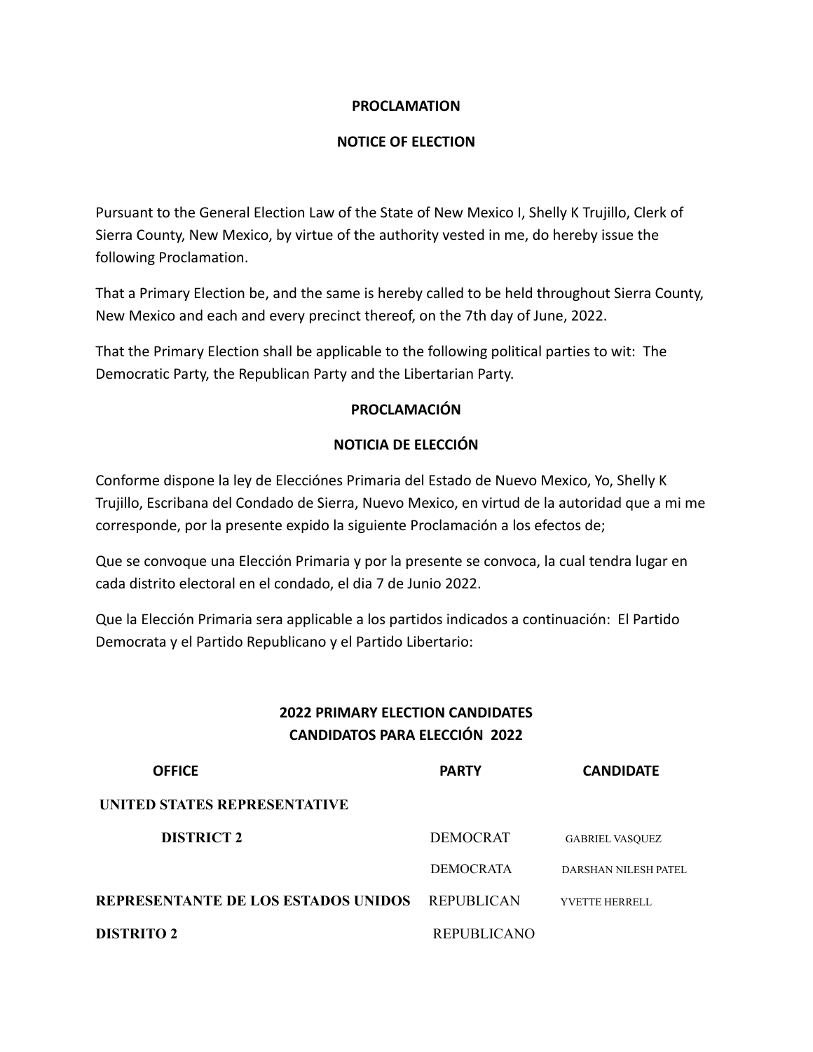**PROCLAMATION**

**NOTICE OF ELECTION**

Pursuant to the General Election Law of the State of New Mexico I, Shelly K Trujillo, Clerk of Sierra County, New Mexico, by virtue of the authority vested in me, do hereby issue the following Proclamation.

That a Primary Election be, and the same is hereby called to be held throughout Sierra County, New Mexico and each and every precinct thereof, on the 7th day of June, 2022.

That the Primary Election shall be applicable to the following political parties to wit: The Democratic Party, the Republican Party and the Libertarian Party.

**PROCLAMACIÓN**

**NOTICIA DE ELECCIÓN**

Conforme dispone la ley de Elecciónes Primaria del Estado de Nuevo Mexico, Yo, Shelly K Trujillo, Escribana del Condado de Sierra, Nuevo Mexico, en virtud de la autoridad que a mi me corresponde, por la presente expido la siguiente Proclamación a los efectos de;

Que se convoque una Elección Primaria y por la presente se convoca, la cual tendra lugar en cada distrito electoral en el condado, el dia 7 de Junio 2022.

Que la Elección Primaria sera applicable a los partidos indicados a continuación: El Partido Democrata y el Partido Republicano y el Partido Libertario:

**2022 PRIMARY ELECTION CANDIDATES**
**CANDIDATOS PARA ELECCIÓN 2022**

| OFFICE | PARTY | CANDIDATE |
|---|---|---|
| **UNITED STATES REPRESENTATIVE** | | |
| **DISTRICT 2** | DEMOCRAT | GABRIEL VASQUEZ |
| | DEMOCRATA | DARSHAN NILESH PATEL |
| **REPRESENTANTE DE LOS ESTADOS UNIDOS** | REPUBLICAN | YVETTE HERRELL |
| **DISTRITO 2** | REPUBLICANO | |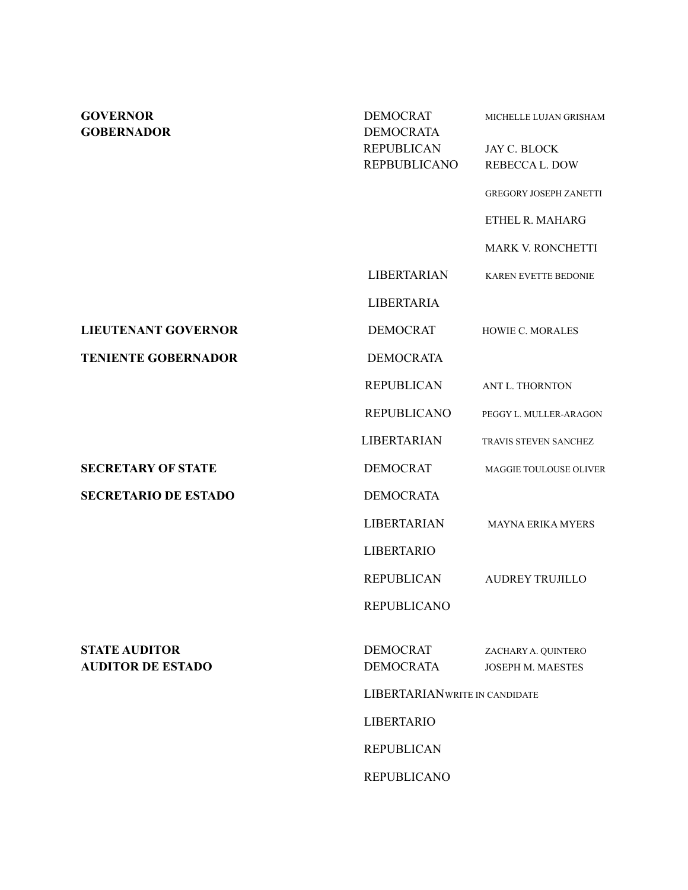| Office | Party | Candidate |
| --- | --- | --- |
| **GOVERNOR** | DEMOCRAT | MICHELLE LUJAN GRISHAM |
| **GOBERNADOR** | DEMOCRATA | |
| | REPUBLICAN | JAY C. BLOCK |
| | REPBUBLICANO | REBECCA L. DOW |
| | | GREGORY JOSEPH ZANETTI |
| | | ETHEL R. MAHARG |
| | | MARK V. RONCHETTI |
| | LIBERTARIAN | KAREN EVETTE BEDONIE |
| | LIBERTARIA | |
| **LIEUTENANT GOVERNOR** | DEMOCRAT | HOWIE C. MORALES |
| **TENIENTE GOBERNADOR** | DEMOCRATA | |
| | REPUBLICAN | ANT L. THORNTON |
| | REPUBLICANO | PEGGY L. MULLER-ARAGON |
| | LIBERTARIAN | TRAVIS STEVEN SANCHEZ |
| **SECRETARY OF STATE** | DEMOCRAT | MAGGIE TOULOUSE OLIVER |
| **SECRETARIO DE ESTADO** | DEMOCRATA | |
| | LIBERTARIAN | MAYNA ERIKA MYERS |
| | LIBERTARIO | |
| | REPUBLICAN | AUDREY TRUJILLO |
| | REPUBLICANO | |
| **STATE AUDITOR** | DEMOCRAT | ZACHARY A. QUINTERO |
| **AUDITOR DE ESTADO** | DEMOCRATA | JOSEPH M. MAESTES |
| | LIBERTARIAN | WRITE IN CANDIDATE |
| | LIBERTARIO | |
| | REPUBLICAN | |
| | REPUBLICANO | |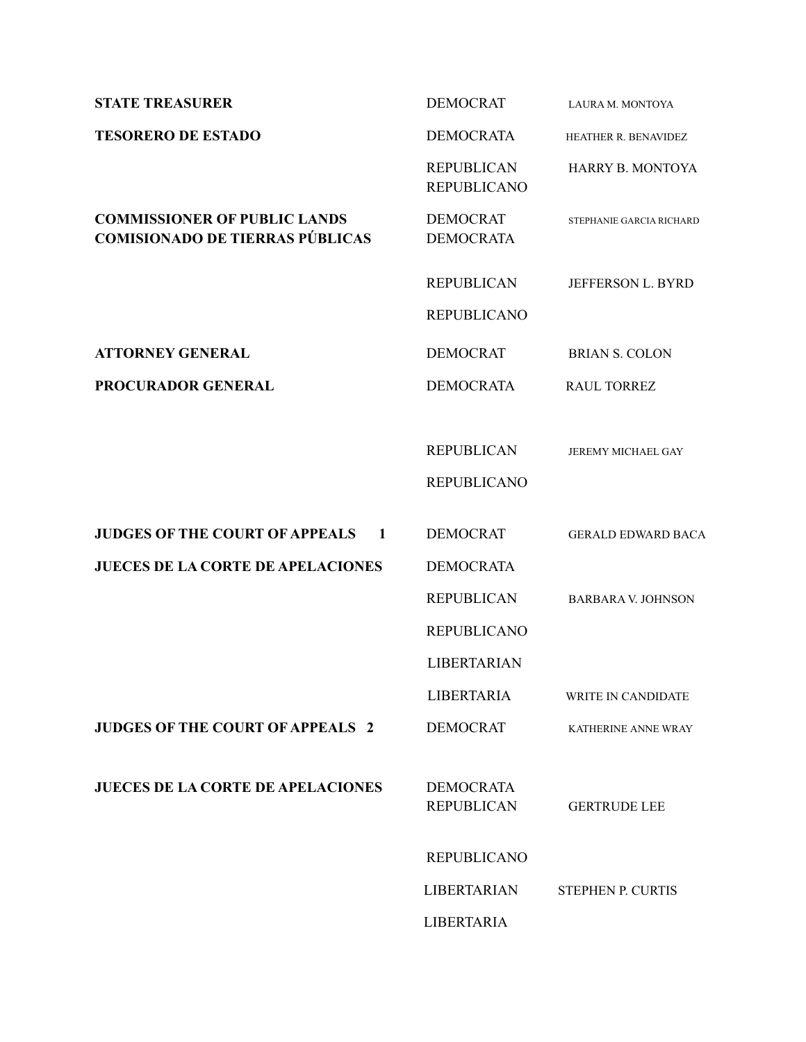| | | |
|---|---|---|
| **STATE TREASURER** | DEMOCRAT | LAURA M. MONTOYA |
| **TESORERO DE ESTADO** | DEMOCRATA | HEATHER R. BENAVIDEZ |
| | REPUBLICAN<br>REPUBLICANO | HARRY B. MONTOYA |
| **COMMISSIONER OF PUBLIC LANDS**<br>**COMISIONADO DE TIERRAS PÚBLICAS** | DEMOCRAT<br>DEMOCRATA | STEPHANIE GARCIA RICHARD |
| | REPUBLICAN | JEFFERSON L. BYRD |
| | REPUBLICANO | |
| **ATTORNEY GENERAL** | DEMOCRAT | BRIAN S. COLON |
| **PROCURADOR GENERAL** | DEMOCRATA | RAUL TORREZ |
| | REPUBLICAN | JEREMY MICHAEL GAY |
| | REPUBLICANO | |
| **JUDGES OF THE COURT OF APPEALS 1** | DEMOCRAT | GERALD EDWARD BACA |
| **JUECES DE LA CORTE DE APELACIONES** | DEMOCRATA | |
| | REPUBLICAN | BARBARA V. JOHNSON |
| | REPUBLICANO | |
| | LIBERTARIAN | |
| | LIBERTARIA | WRITE IN CANDIDATE |
| **JUDGES OF THE COURT OF APPEALS 2** | DEMOCRAT | KATHERINE ANNE WRAY |
| **JUECES DE LA CORTE DE APELACIONES** | DEMOCRATA<br>REPUBLICAN | GERTRUDE LEE |
| | REPUBLICANO | |
| | LIBERTARIAN | STEPHEN P. CURTIS |
| | LIBERTARIA | |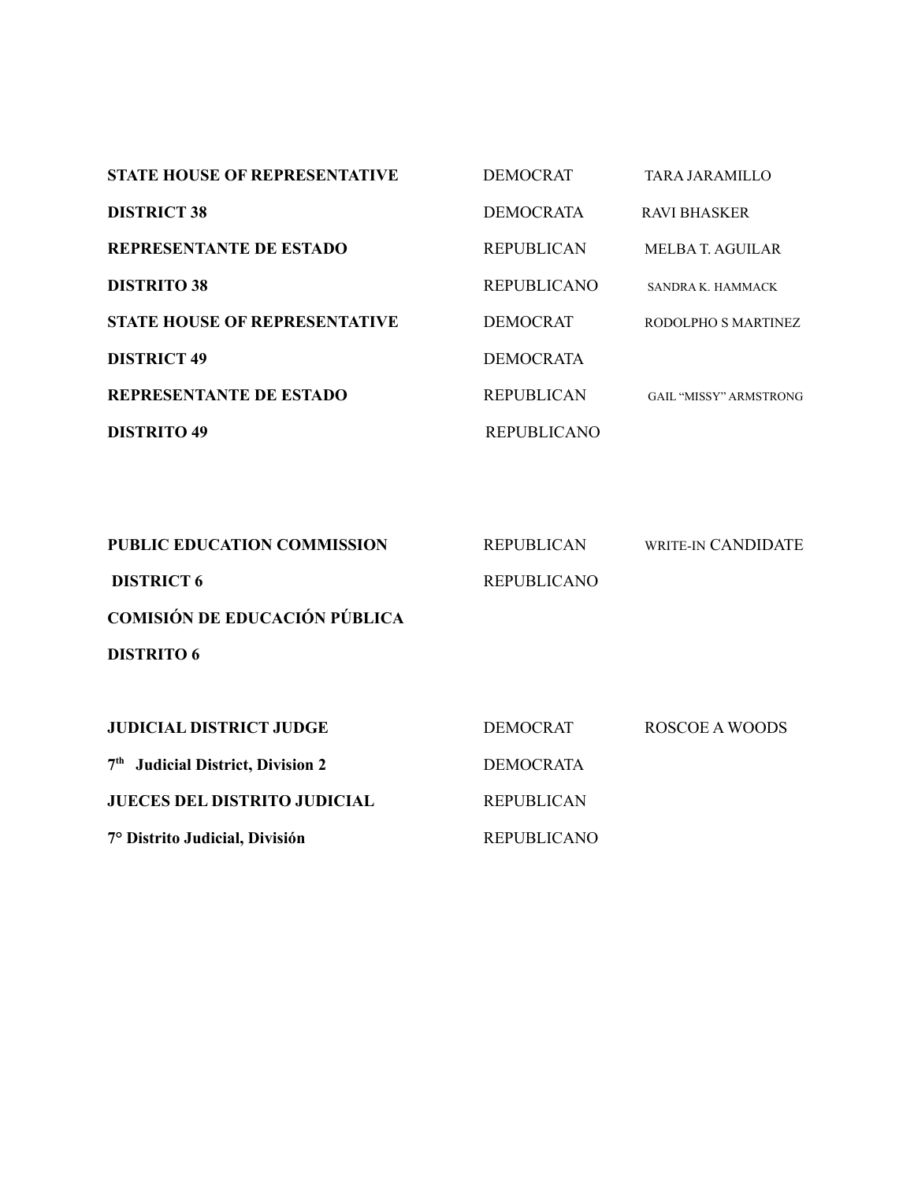| Office | Party | Candidate |
|---|---|---|
| **STATE HOUSE OF REPRESENTATIVE** | DEMOCRAT | TARA JARAMILLO |
| **DISTRICT 38** | DEMOCRATA | RAVI BHASKER |
| **REPRESENTANTE DE ESTADO** | REPUBLICAN | MELBA T. AGUILAR |
| **DISTRITO 38** | REPUBLICANO | SANDRA K. HAMMACK |
| **STATE HOUSE OF REPRESENTATIVE** | DEMOCRAT | RODOLPHO S MARTINEZ |
| **DISTRICT 49** | DEMOCRATA | |
| **REPRESENTANTE DE ESTADO** | REPUBLICAN | GAIL "MISSY" ARMSTRONG |
| **DISTRITO 49** | REPUBLICANO | |

| Office | Party | Candidate |
|---|---|---|
| **PUBLIC EDUCATION COMMISSION** | REPUBLICAN | WRITE-IN CANDIDATE |
| **DISTRICT 6** | REPUBLICANO | |
| **COMISIÓN DE EDUCACIÓN PÚBLICA** | | |
| **DISTRITO 6** | | |

| Office | Party | Candidate |
|---|---|---|
| **JUDICIAL DISTRICT JUDGE** | DEMOCRAT | ROSCOE A WOODS |
| **7th Judicial District, Division 2** | DEMOCRATA | |
| **JUECES DEL DISTRITO JUDICIAL** | REPUBLICAN | |
| **7° Distrito Judicial, División** | REPUBLICANO | |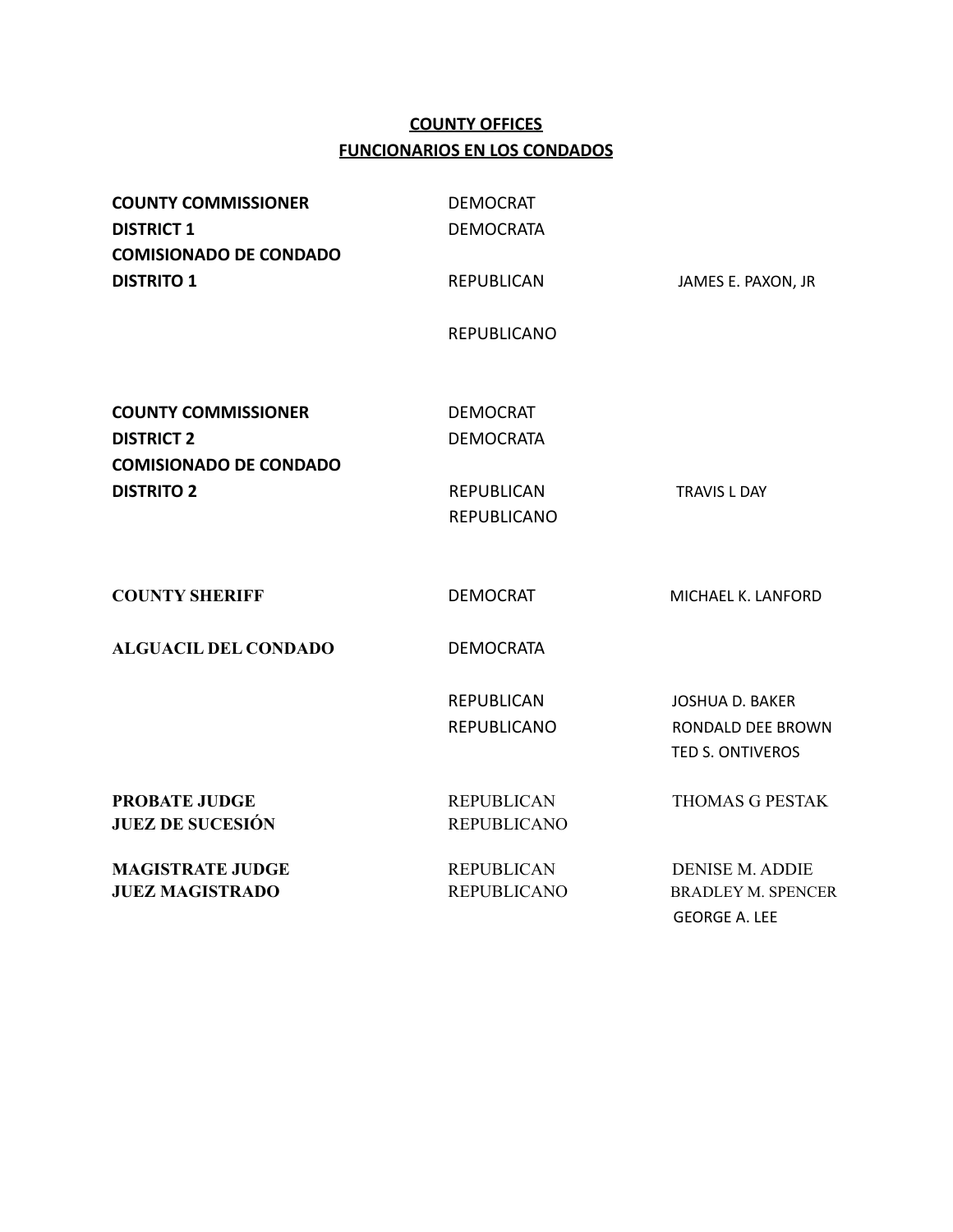## COUNTY OFFICES
## FUNCIONARIOS EN LOS CONDADOS

| Office | Party | Candidate |
|---|---|---|
| **COUNTY COMMISSIONER DISTRICT 1 COMISIONADO DE CONDADO DISTRITO 1** | DEMOCRAT DEMOCRATA | |
| | REPUBLICAN REPUBLICANO | JAMES E. PAXON, JR |
| **COUNTY COMMISSIONER DISTRICT 2 COMISIONADO DE CONDADO DISTRITO 2** | DEMOCRAT DEMOCRATA | |
| | REPUBLICAN REPUBLICANO | TRAVIS L DAY |
| **COUNTY SHERIFF ALGUACIL DEL CONDADO** | DEMOCRAT DEMOCRATA | MICHAEL K. LANFORD |
| | REPUBLICAN REPUBLICANO | JOSHUA D. BAKER<br>RONDALD DEE BROWN<br>TED S. ONTIVEROS |
| **PROBATE JUDGE JUEZ DE SUCESIÓN** | REPUBLICAN REPUBLICANO | THOMAS G PESTAK |
| **MAGISTRATE JUDGE JUEZ MAGISTRADO** | REPUBLICAN REPUBLICANO | DENISE M. ADDIE<br>BRADLEY M. SPENCER<br>GEORGE A. LEE |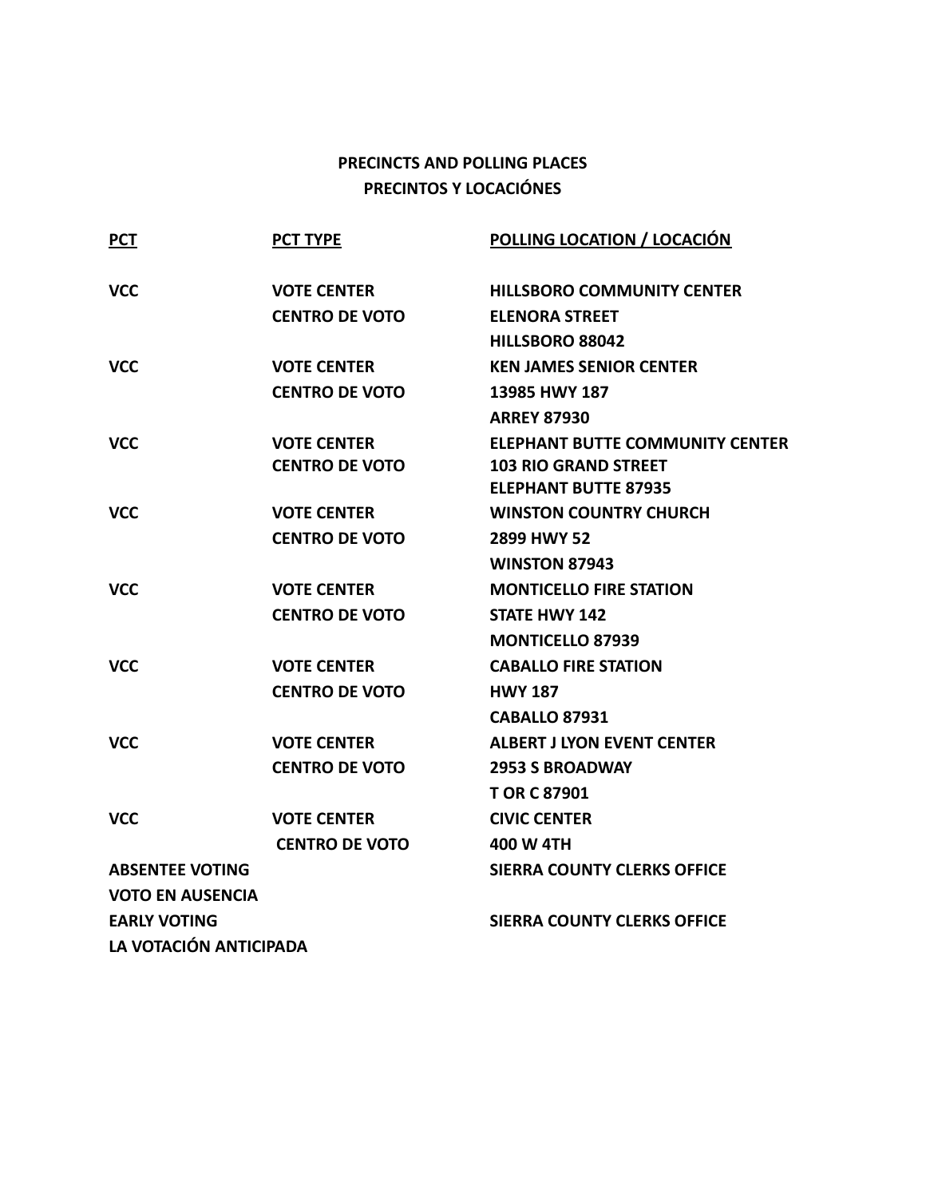**PRECINCTS AND POLLING PLACES**
**PRECINTOS Y LOCACIÓNES**

| PCT | PCT TYPE | POLLING LOCATION / LOCACIÓN |
|---|---|---|
| VCC | VOTE CENTER<br>CENTRO DE VOTO | HILLSBORO COMMUNITY CENTER<br>ELENORA STREET<br>HILLSBORO 88042 |
| VCC | VOTE CENTER<br>CENTRO DE VOTO | KEN JAMES SENIOR CENTER<br>13985 HWY 187<br>ARREY 87930 |
| VCC | VOTE CENTER<br>CENTRO DE VOTO | ELEPHANT BUTTE COMMUNITY CENTER<br>103 RIO GRAND STREET<br>ELEPHANT BUTTE 87935 |
| VCC | VOTE CENTER<br>CENTRO DE VOTO | WINSTON COUNTRY CHURCH<br>2899 HWY 52<br>WINSTON 87943 |
| VCC | VOTE CENTER<br>CENTRO DE VOTO | MONTICELLO FIRE STATION<br>STATE HWY 142<br>MONTICELLO 87939 |
| VCC | VOTE CENTER<br>CENTRO DE VOTO | CABALLO FIRE STATION<br>HWY 187<br>CABALLO 87931 |
| VCC | VOTE CENTER<br>CENTRO DE VOTO | ALBERT J LYON EVENT CENTER<br>2953 S BROADWAY<br>T OR C 87901 |
| VCC | VOTE CENTER<br>CENTRO DE VOTO | CIVIC CENTER<br>400 W 4TH |
| ABSENTEE VOTING<br>VOTO EN AUSENCIA | | SIERRA COUNTY CLERKS OFFICE |
| EARLY VOTING<br>LA VOTACIÓN ANTICIPADA | | SIERRA COUNTY CLERKS OFFICE |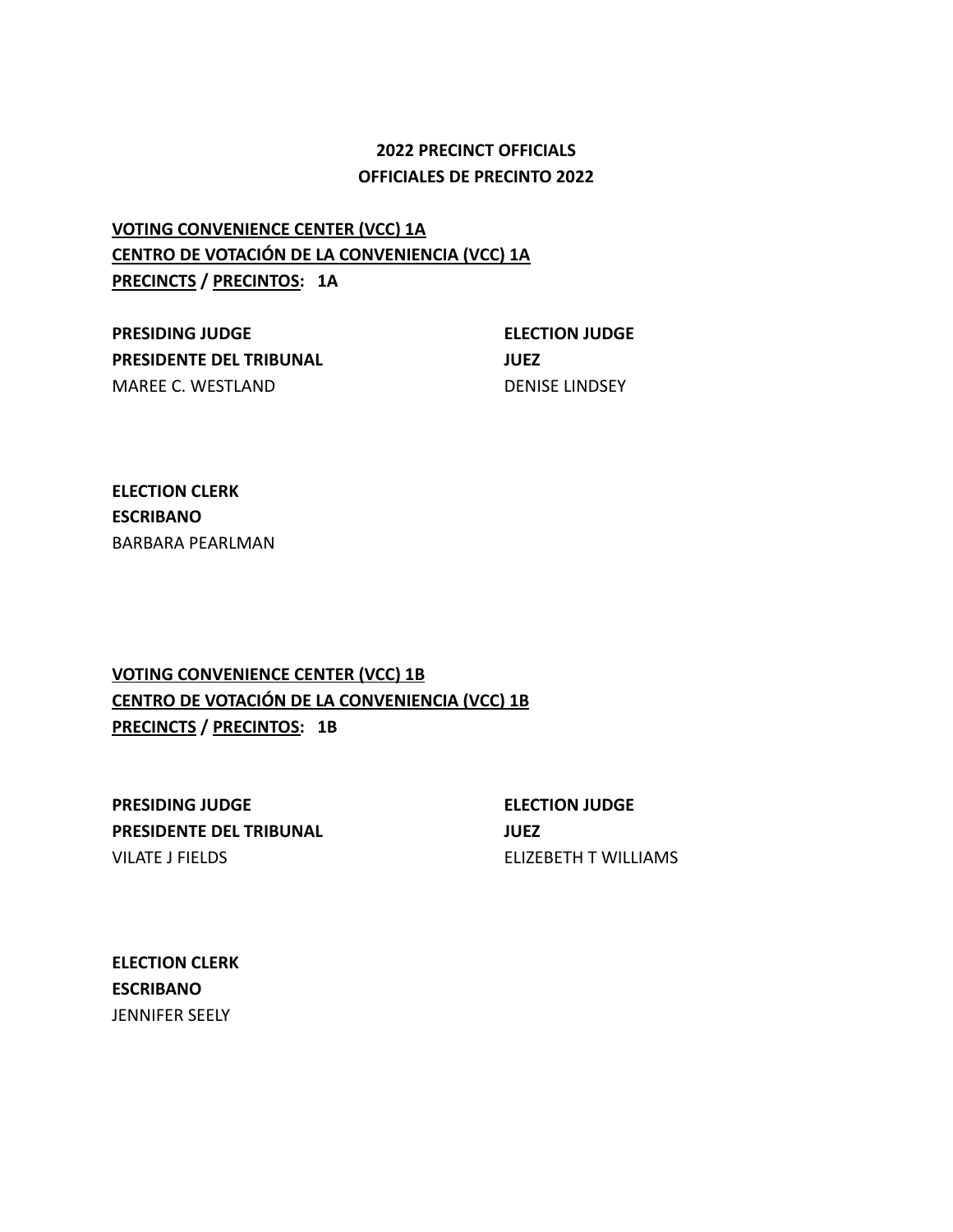**2022 PRECINCT OFFICIALS**
**OFFICIALES DE PRECINTO 2022**

**VOTING CONVENIENCE CENTER (VCC) 1A**
**CENTRO DE VOTACIÓN DE LA CONVENIENCIA (VCC) 1A**
**PRECINCTS / PRECINTOS: 1A**

**PRESIDING JUDGE**
**PRESIDENTE DEL TRIBUNAL**
MAREE C. WESTLAND

**ELECTION JUDGE**
**JUEZ**
DENISE LINDSEY

**ELECTION CLERK**
**ESCRIBANO**
BARBARA PEARLMAN

**VOTING CONVENIENCE CENTER (VCC) 1B**
**CENTRO DE VOTACIÓN DE LA CONVENIENCIA (VCC) 1B**
**PRECINCTS / PRECINTOS: 1B**

**PRESIDING JUDGE**
**PRESIDENTE DEL TRIBUNAL**
VILATE J FIELDS

**ELECTION JUDGE**
**JUEZ**
ELIZEBETH T WILLIAMS

**ELECTION CLERK**
**ESCRIBANO**
JENNIFER SEELY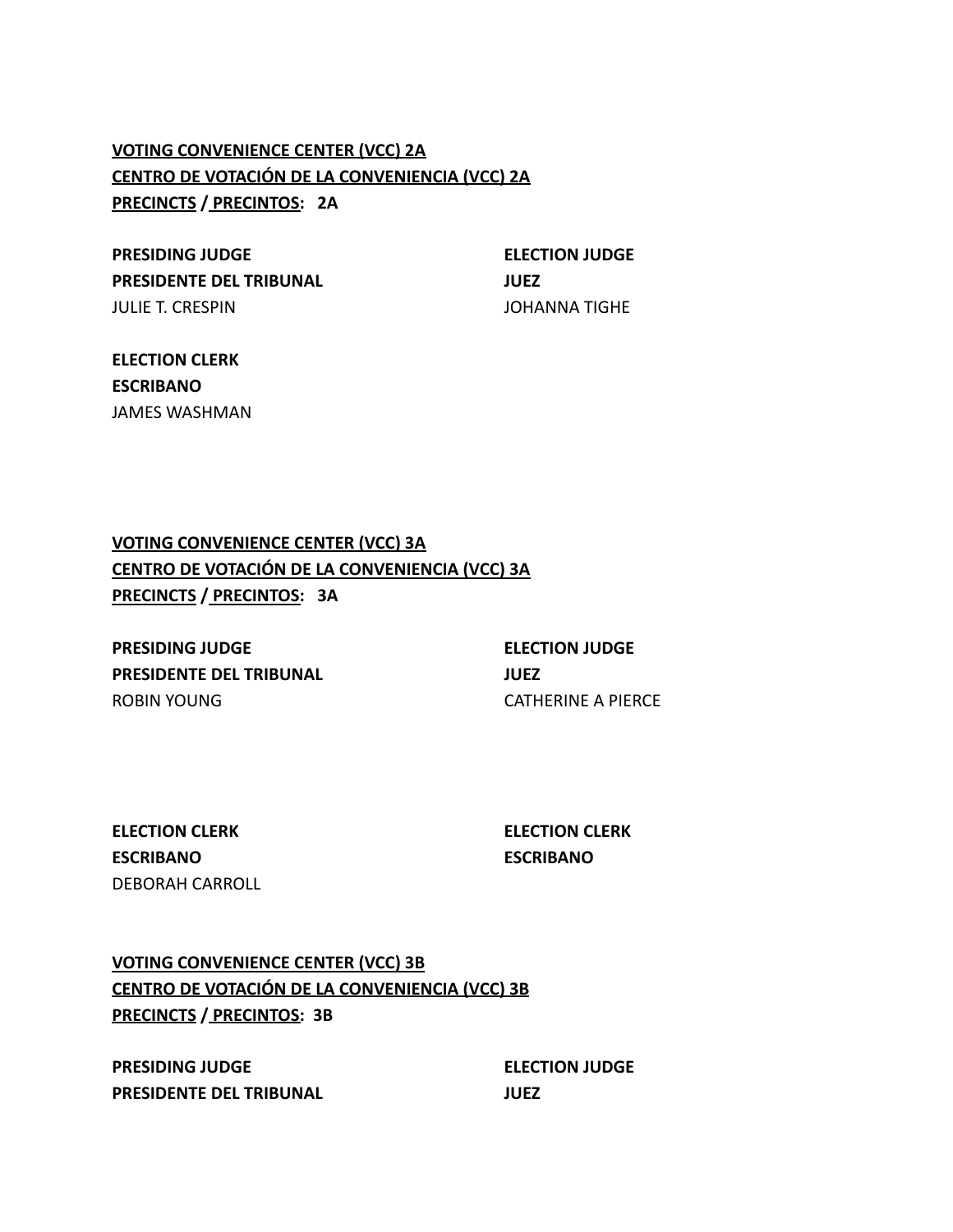**VOTING CONVENIENCE CENTER (VCC) 2A**
**CENTRO DE VOTACIÓN DE LA CONVENIENCIA (VCC) 2A**
**PRECINCTS / PRECINTOS: 2A**

| **PRESIDING JUDGE**<br>**PRESIDENTE DEL TRIBUNAL** | **ELECTION JUDGE**<br>**JUEZ** |
|---|---|
| JULIE T. CRESPIN | JOHANNA TIGHE |

**ELECTION CLERK**
**ESCRIBANO**
JAMES WASHMAN

**VOTING CONVENIENCE CENTER (VCC) 3A**
**CENTRO DE VOTACIÓN DE LA CONVENIENCIA (VCC) 3A**
**PRECINCTS / PRECINTOS: 3A**

| **PRESIDING JUDGE**<br>**PRESIDENTE DEL TRIBUNAL** | **ELECTION JUDGE**<br>**JUEZ** |
|---|---|
| ROBIN YOUNG | CATHERINE A PIERCE |

| **ELECTION CLERK**<br>**ESCRIBANO** | **ELECTION CLERK**<br>**ESCRIBANO** |
|---|---|
| DEBORAH CARROLL | |

**VOTING CONVENIENCE CENTER (VCC) 3B**
**CENTRO DE VOTACIÓN DE LA CONVENIENCIA (VCC) 3B**
**PRECINCTS / PRECINTOS: 3B**

| **PRESIDING JUDGE**<br>**PRESIDENTE DEL TRIBUNAL** | **ELECTION JUDGE**<br>**JUEZ** |
|---|---|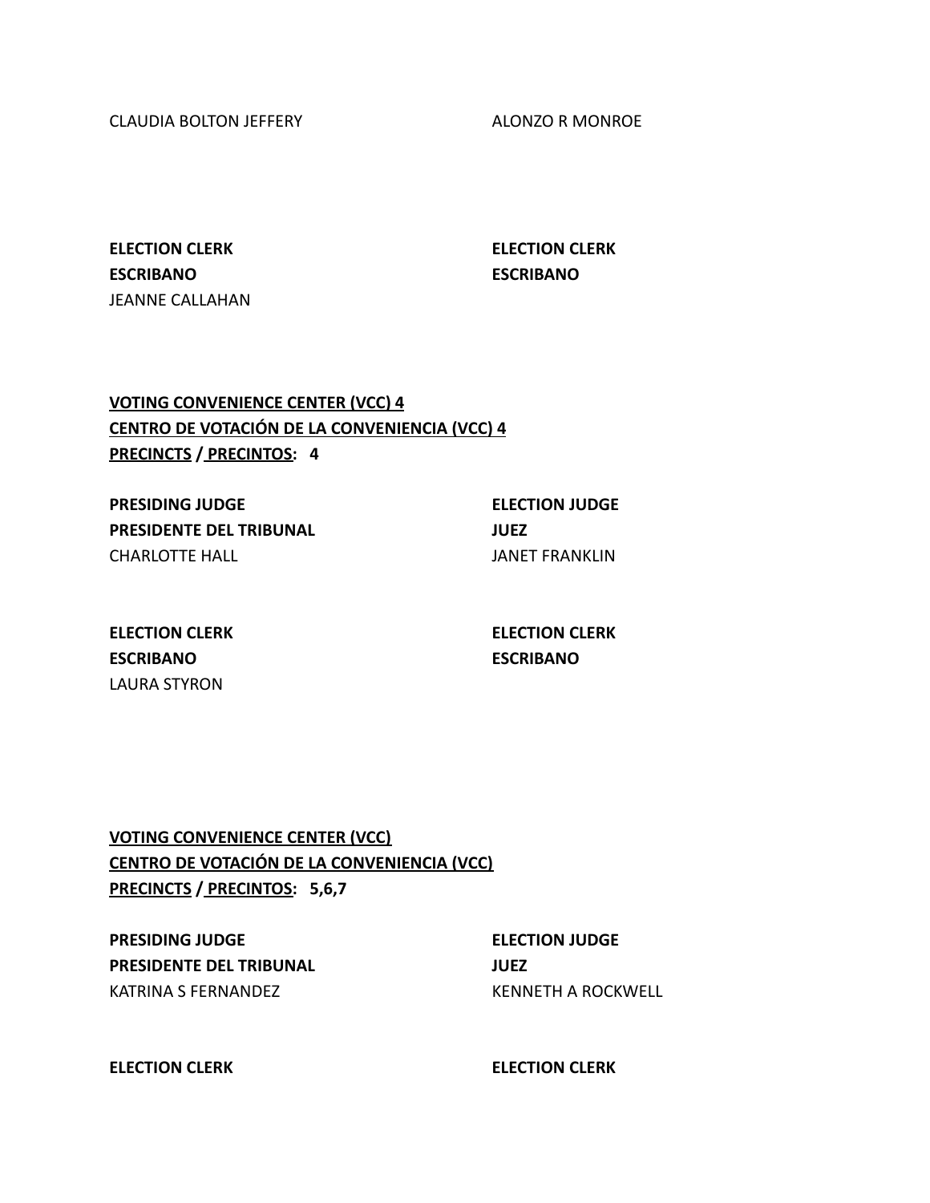CLAUDIA BOLTON JEFFERY

ALONZO R MONROE

**ELECTION CLERK**
**ESCRIBANO**
JEANNE CALLAHAN

**ELECTION CLERK**
**ESCRIBANO**

**<u>VOTING CONVENIENCE CENTER (VCC) 4</u>**
**<u>CENTRO DE VOTACIÓN DE LA CONVENIENCIA (VCC) 4</u>**
**<u>PRECINCTS</u> / <u>PRECINTOS</u>: 4**

**PRESIDING JUDGE**
**PRESIDENTE DEL TRIBUNAL**
CHARLOTTE HALL

**ELECTION JUDGE**
**JUEZ**
JANET FRANKLIN

**ELECTION CLERK**
**ESCRIBANO**
LAURA STYRON

**ELECTION CLERK**
**ESCRIBANO**

**<u>VOTING CONVENIENCE CENTER (VCC)</u>**
**<u>CENTRO DE VOTACIÓN DE LA CONVENIENCIA (VCC)</u>**
**<u>PRECINCTS</u> / <u>PRECINTOS</u>: 5,6,7**

**PRESIDING JUDGE**
**PRESIDENTE DEL TRIBUNAL**
KATRINA S FERNANDEZ

**ELECTION JUDGE**
**JUEZ**
KENNETH A ROCKWELL

**ELECTION CLERK**

**ELECTION CLERK**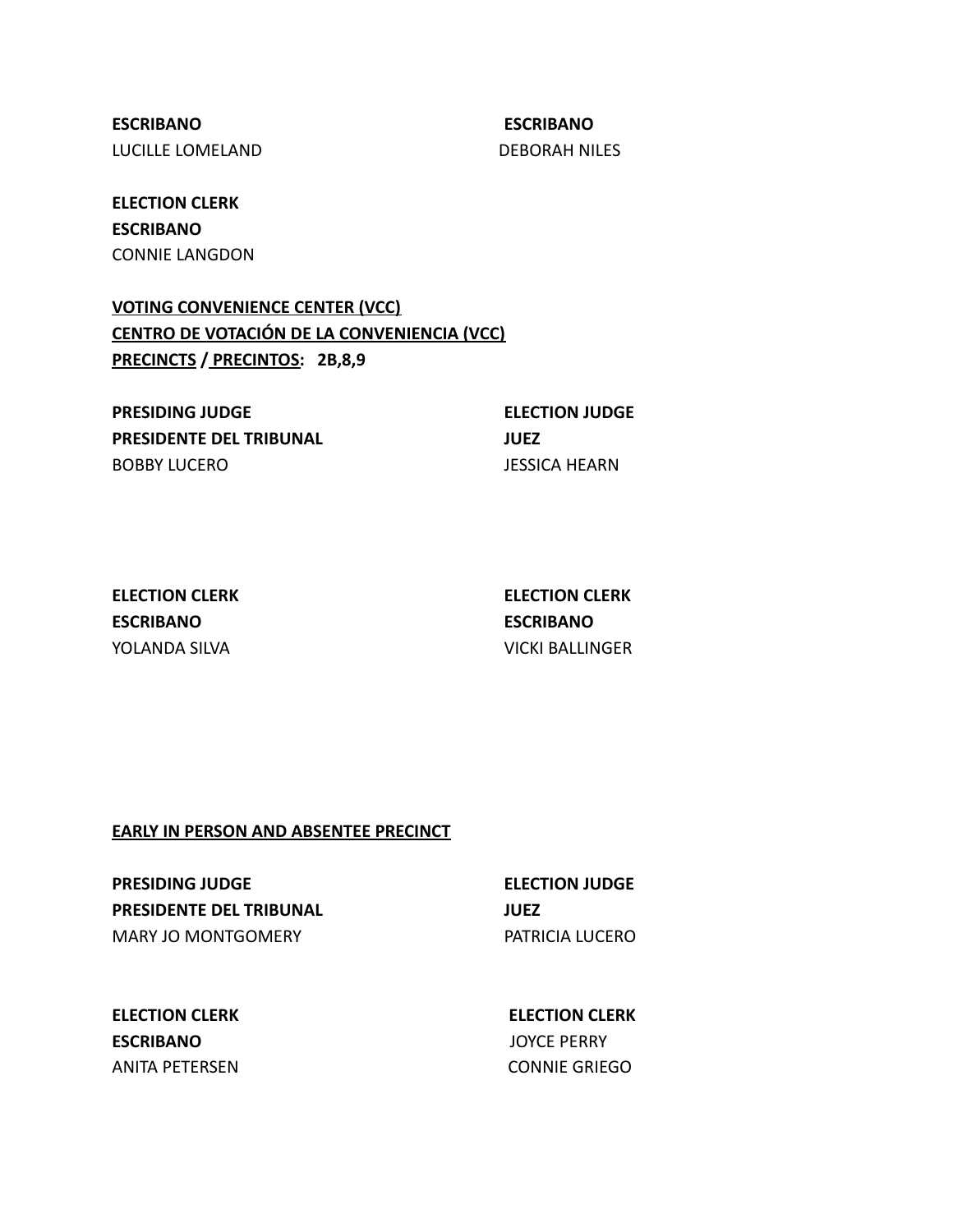**ESCRIBANO**
LUCILLE LOMELAND

**ESCRIBANO**
DEBORAH NILES

**ELECTION CLERK**
**ESCRIBANO**
CONNIE LANGDON

**VOTING CONVENIENCE CENTER (VCC)**
**CENTRO DE VOTACIÓN DE LA CONVENIENCIA (VCC)**
**PRECINCTS / PRECINTOS: 2B,8,9**

**PRESIDING JUDGE**
**PRESIDENTE DEL TRIBUNAL**
BOBBY LUCERO

**ELECTION JUDGE**
**JUEZ**
JESSICA HEARN

**ELECTION CLERK**
**ESCRIBANO**
YOLANDA SILVA

**ELECTION CLERK**
**ESCRIBANO**
VICKI BALLINGER

**EARLY IN PERSON AND ABSENTEE PRECINCT**

**PRESIDING JUDGE**
**PRESIDENTE DEL TRIBUNAL**
MARY JO MONTGOMERY

**ELECTION JUDGE**
**JUEZ**
PATRICIA LUCERO

**ELECTION CLERK**
**ESCRIBANO**
ANITA PETERSEN

**ELECTION CLERK**
JOYCE PERRY
CONNIE GRIEGO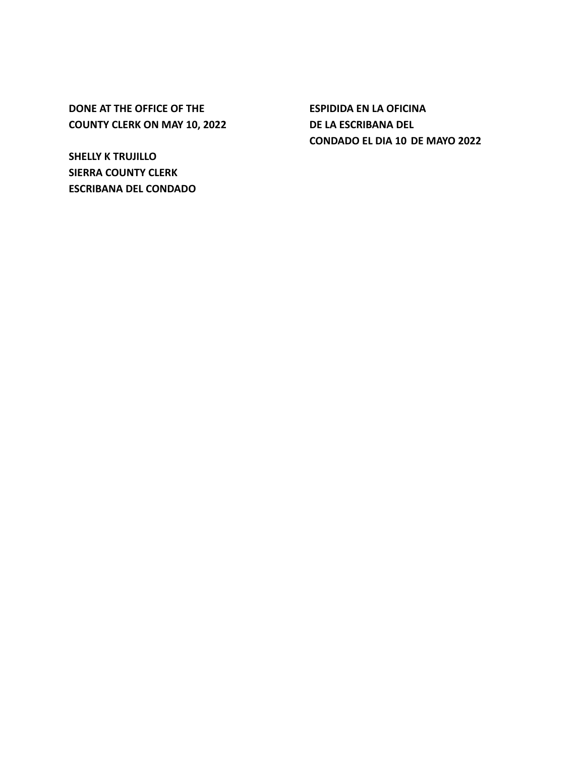**DONE AT THE OFFICE OF THE COUNTY CLERK ON MAY 10, 2022**

**SHELLY K TRUJILLO**
**SIERRA COUNTY CLERK**
**ESCRIBANA DEL CONDADO**

**ESPIDIDA EN LA OFICINA DE LA ESCRIBANA DEL CONDADO EL DIA 10 DE MAYO 2022**